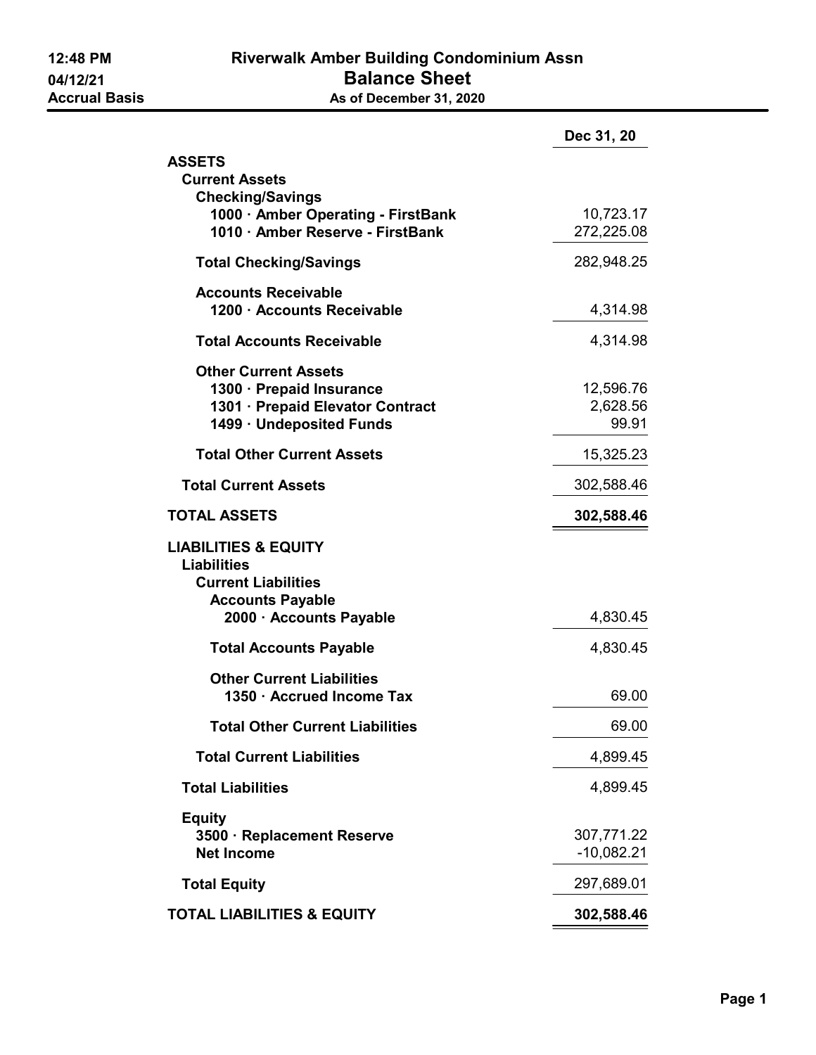12:48 PM
04/12/21
Accrual Basis

# Riverwalk Amber Building Condominium Assn

## Balance Sheet

**As of December 31, 2020**

| | Dec 31, 20 |
|---|---|
| **ASSETS** | |
| **Current Assets** | |
| **Checking/Savings** | |
| **1000 · Amber Operating - FirstBank** | 10,723.17 |
| **1010 · Amber Reserve - FirstBank** | 272,225.08 |
| **Total Checking/Savings** | 282,948.25 |
| **Accounts Receivable** | |
| **1200 · Accounts Receivable** | 4,314.98 |
| **Total Accounts Receivable** | 4,314.98 |
| **Other Current Assets** | |
| **1300 · Prepaid Insurance** | 12,596.76 |
| **1301 · Prepaid Elevator Contract** | 2,628.56 |
| **1499 · Undeposited Funds** | 99.91 |
| **Total Other Current Assets** | 15,325.23 |
| **Total Current Assets** | 302,588.46 |
| **TOTAL ASSETS** | **302,588.46** |
| **LIABILITIES & EQUITY** | |
| **Liabilities** | |
| **Current Liabilities** | |
| **Accounts Payable** | |
| **2000 · Accounts Payable** | 4,830.45 |
| **Total Accounts Payable** | 4,830.45 |
| **Other Current Liabilities** | |
| **1350 · Accrued Income Tax** | 69.00 |
| **Total Other Current Liabilities** | 69.00 |
| **Total Current Liabilities** | 4,899.45 |
| **Total Liabilities** | 4,899.45 |
| **Equity** | |
| **3500 · Replacement Reserve** | 307,771.22 |
| **Net Income** | -10,082.21 |
| **Total Equity** | 297,689.01 |
| **TOTAL LIABILITIES & EQUITY** | **302,588.46** |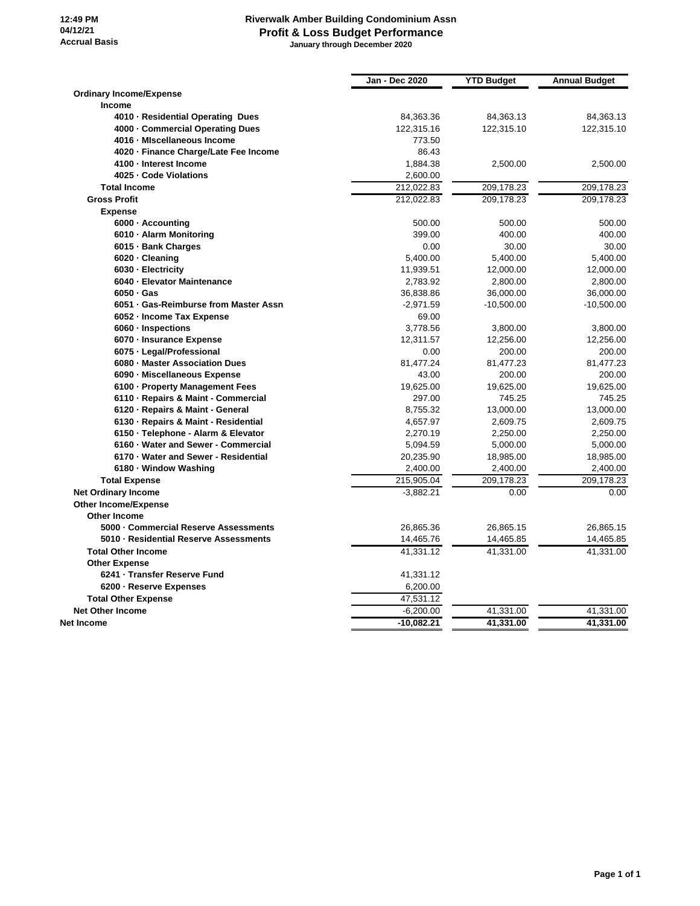12:49 PM
04/12/21
Accrual Basis

# Riverwalk Amber Building Condominium Assn
## Profit & Loss Budget Performance
January through December 2020

| | Jan - Dec 2020 | YTD Budget | Annual Budget |
|---|---|---|---|
| **Ordinary Income/Expense** | | | |
| **Income** | | | |
| 4010 · Residential Operating Dues | 84,363.36 | 84,363.13 | 84,363.13 |
| 4000 · Commercial Operating Dues | 122,315.16 | 122,315.10 | 122,315.10 |
| 4016 · MIscellaneous Income | 773.50 | | |
| 4020 · Finance Charge/Late Fee Income | 86.43 | | |
| 4100 · Interest Income | 1,884.38 | 2,500.00 | 2,500.00 |
| 4025 · Code Violations | 2,600.00 | | |
| **Total Income** | 212,022.83 | 209,178.23 | 209,178.23 |
| **Gross Profit** | 212,022.83 | 209,178.23 | 209,178.23 |
| **Expense** | | | |
| 6000 · Accounting | 500.00 | 500.00 | 500.00 |
| 6010 · Alarm Monitoring | 399.00 | 400.00 | 400.00 |
| 6015 · Bank Charges | 0.00 | 30.00 | 30.00 |
| 6020 · Cleaning | 5,400.00 | 5,400.00 | 5,400.00 |
| 6030 · Electricity | 11,939.51 | 12,000.00 | 12,000.00 |
| 6040 · Elevator Maintenance | 2,783.92 | 2,800.00 | 2,800.00 |
| 6050 · Gas | 36,838.86 | 36,000.00 | 36,000.00 |
| 6051 · Gas-Reimburse from Master Assn | -2,971.59 | -10,500.00 | -10,500.00 |
| 6052 · Income Tax Expense | 69.00 | | |
| 6060 · Inspections | 3,778.56 | 3,800.00 | 3,800.00 |
| 6070 · Insurance Expense | 12,311.57 | 12,256.00 | 12,256.00 |
| 6075 · Legal/Professional | 0.00 | 200.00 | 200.00 |
| 6080 · Master Association Dues | 81,477.24 | 81,477.23 | 81,477.23 |
| 6090 · Miscellaneous Expense | 43.00 | 200.00 | 200.00 |
| 6100 · Property Management Fees | 19,625.00 | 19,625.00 | 19,625.00 |
| 6110 · Repairs & Maint - Commercial | 297.00 | 745.25 | 745.25 |
| 6120 · Repairs & Maint - General | 8,755.32 | 13,000.00 | 13,000.00 |
| 6130 · Repairs & Maint - Residential | 4,657.97 | 2,609.75 | 2,609.75 |
| 6150 · Telephone - Alarm & Elevator | 2,270.19 | 2,250.00 | 2,250.00 |
| 6160 · Water and Sewer - Commercial | 5,094.59 | 5,000.00 | 5,000.00 |
| 6170 · Water and Sewer - Residential | 20,235.90 | 18,985.00 | 18,985.00 |
| 6180 · Window Washing | 2,400.00 | 2,400.00 | 2,400.00 |
| **Total Expense** | 215,905.04 | 209,178.23 | 209,178.23 |
| **Net Ordinary Income** | -3,882.21 | 0.00 | 0.00 |
| **Other Income/Expense** | | | |
| **Other Income** | | | |
| 5000 · Commercial Reserve Assessments | 26,865.36 | 26,865.15 | 26,865.15 |
| 5010 · Residential Reserve Assessments | 14,465.76 | 14,465.85 | 14,465.85 |
| **Total Other Income** | 41,331.12 | 41,331.00 | 41,331.00 |
| **Other Expense** | | | |
| 6241 · Transfer Reserve Fund | 41,331.12 | | |
| 6200 · Reserve Expenses | 6,200.00 | | |
| **Total Other Expense** | 47,531.12 | | |
| **Net Other Income** | -6,200.00 | 41,331.00 | 41,331.00 |
| **Net Income** | **-10,082.21** | **41,331.00** | **41,331.00** |